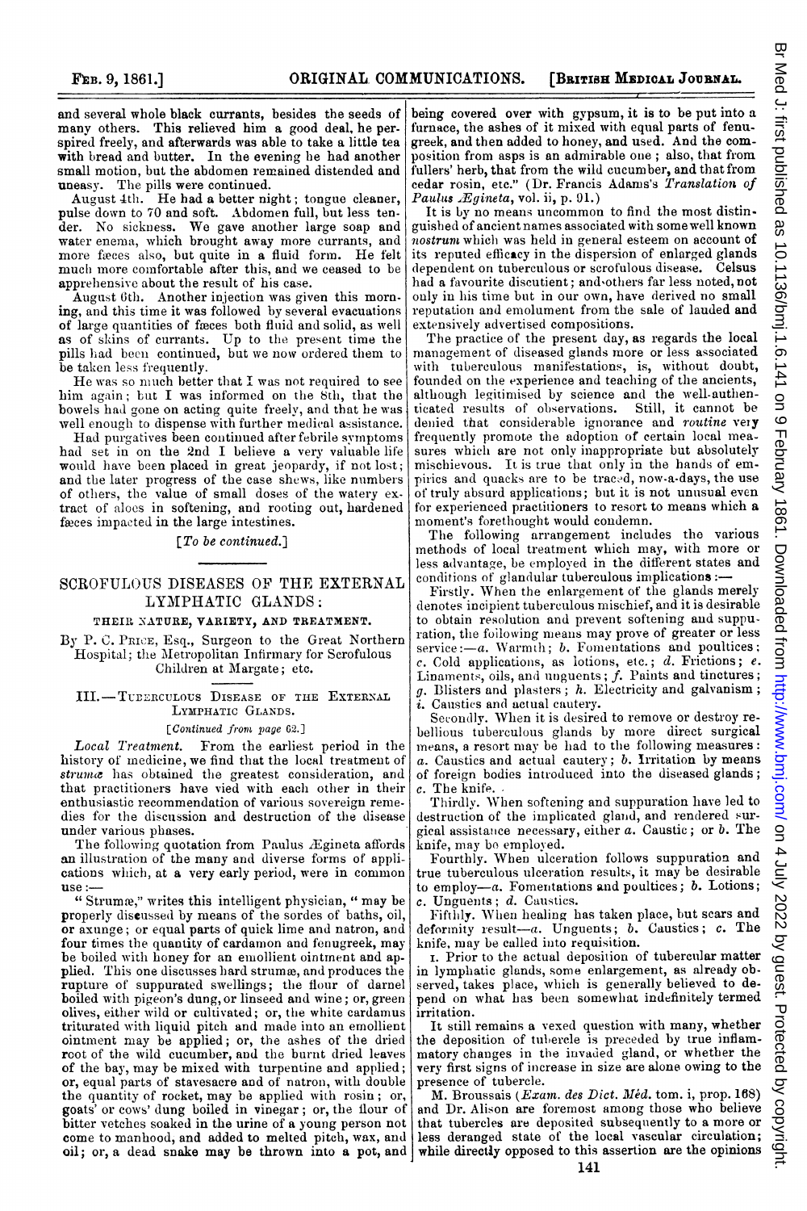and several whole black currants, besides the seeds of many others. This relieved him a good deal, he perspired freely, and afterwards was able to take a little tea with bread and butter. In the evening he had another small motion, but the abdomen remained distended and uneasy. The pills were continued.

August 4th. He had a better night; tongue cleaner, pulse down to 70 and soft. Abdomen full, but less tender. No sickness. We gave another large soap and water enema, which brought away more currants, and more fæces also, but quite in a fluid form. He felt much more comfortable after this, and we ceased to be apprehensive about the result of his case.

August 6th. Another injection was given this morning, and this time it was followed by several evacuations of large quantities of fæces both fluid and solid, as well as of skins of currants. Up to the present time the pills had been continued, but we now ordered them to be taken less frequently.

He was so much better that I was not required to see him again; but I was informed on the 8th, that the bowels had gone on acting quite freely, and that he was well enough to dispense with further medical assistance.

Had purgatives been continued after febrile symptoms had set in on the 2nd I believe a very valuable life would have been placed in great jeopardy, if not lost; and the later progress of the case shews, like numbers of others, the value of small doses of the watery extract of aloes in softening, and rooting out, hardened fæces impacted in the large intestines.

[*To be continued.*]

## SCROFULOUS DISEASES OF THE EXTERNAL LYMPHATIC GLANDS:

### THEIR NATURE, VARIETY, AND TREATMENT.

By P. C. Price, Esq., Surgeon to the Great Northern Hospital; the Metropolitan Infirmary for Scrofulous Children at Margate; etc.

### III.—Tuberculous Disease of the External Lymphatic Glands.

[*Continued from page 62.*]

*Local Treatment.* From the earliest period in the history of medicine, we find that the local treatment of *strumæ* has obtained the greatest consideration, and that practitioners have vied with each other in their enthusiastic recommendation of various sovereign remedies for the discussion and destruction of the disease under various phases.

The following quotation from Paulus Ægineta affords an illustration of the many and diverse forms of applications which, at a very early period, were in common use:—

"Strumæ," writes this intelligent physician, "may be properly discussed by means of the sordes of baths, oil, or axunge; or equal parts of quick lime and natron, and four times the quantity of cardamon and fenugreek, may be boiled with honey for an emollient ointment and applied. This one discusses hard strumæ, and produces the rupture of suppurated swellings; the flour of darnel boiled with pigeon's dung, or linseed and wine; or, green olives, either wild or cultivated; or, the white cardamus triturated with liquid pitch and made into an emollient ointment may be applied; or, the ashes of the dried root of the wild cucumber, and the burnt dried leaves of the bay, may be mixed with turpentine and applied; or, equal parts of stavesacre and of natron, with double the quantity of rocket, may be applied with rosin; or, goats' or cows' dung boiled in vinegar; or, the flour of bitter vetches soaked in the urine of a young person not come to manhood, and added to melted pitch, wax, and oil; or, a dead snake may be thrown into a pot, and being covered over with gypsum, it is to be put into a furnace, the ashes of it mixed with equal parts of fenugreek, and then added to honey, and used. And the composition from asps is an admirable one; also, that from fullers' herb, that from the wild cucumber, and that from cedar rosin, etc." (Dr. Francis Adams's *Translation of Paulus Ægineta*, vol. ii, p. 91.)

It is by no means uncommon to find the most distinguished of ancient names associated with some well known *nostrum* which was held in general esteem on account of its reputed efficacy in the dispersion of enlarged glands dependent on tuberculous or scrofulous disease. Celsus had a favourite discutient; and others far less noted, not only in his time but in our own, have derived no small reputation and emolument from the sale of lauded and extensively advertised compositions.

The practice of the present day, as regards the local management of diseased glands more or less associated with tuberculous manifestations, is, without doubt, founded on the experience and teaching of the ancients, although legitimised by science and the well-authenticated results of observations. Still, it cannot be denied that considerable ignorance and *routine* very frequently promote the adoption of certain local measures which are not only inappropriate but absolutely mischievous. It is true that only in the hands of empirics and quacks are to be traced, now-a-days, the use of truly absurd applications; but it is not unusual even for experienced practitioners to resort to means which a moment's forethought would condemn.

The following arrangement includes the various methods of local treatment which may, with more or less advantage, be employed in the different states and conditions of glandular tuberculous implications:—

Firstly. When the enlargement of the glands merely denotes incipient tuberculous mischief, and it is desirable to obtain resolution and prevent softening and suppuration, the following means may prove of greater or less service:—*a.* Warmth; *b.* Fomentations and poultices; *c.* Cold applications, as lotions, etc.; *d.* Frictions; *e.* Linaments, oils, and unguents; *f.* Paints and tinctures; *g.* Blisters and plasters; *h.* Electricity and galvanism; *i.* Caustics and actual cautery.

Secondly. When it is desired to remove or destroy rebellious tuberculous glands by more direct surgical means, a resort may be had to the following measures: *a.* Caustics and actual cautery; *b.* Irritation by means of foreign bodies introduced into the diseased glands; *c.* The knife.

Thirdly. When softening and suppuration have led to destruction of the implicated gland, and rendered surgical assistance necessary, either *a.* Caustic; or *b.* The knife, may be employed.

Fourthly. When ulceration follows suppuration and true tuberculous ulceration results, it may be desirable to employ—*a.* Fomentations and poultices; *b.* Lotions; *c.* Unguents; *d.* Caustics.

Fifthly. When healing has taken place, but scars and deformity result—*a.* Unguents; *b.* Caustics; *c.* The knife, may be called into requisition.

I. Prior to the actual deposition of tubercular matter in lymphatic glands, some enlargement, as already observed, takes place, which is generally believed to depend on what has been somewhat indefinitely termed irritation.

It still remains a vexed question with many, whether the deposition of tubercle is preceded by true inflammatory changes in the invaded gland, or whether the very first signs of increase in size are alone owing to the presence of tubercle.

M. Broussais (*Exam. des Dict. Méd.* tom. i, prop. 168) and Dr. Alison are foremost among those who believe that tubercles are deposited subsequently to a more or less deranged state of the local vascular circulation; while directly opposed to this assertion are the opinions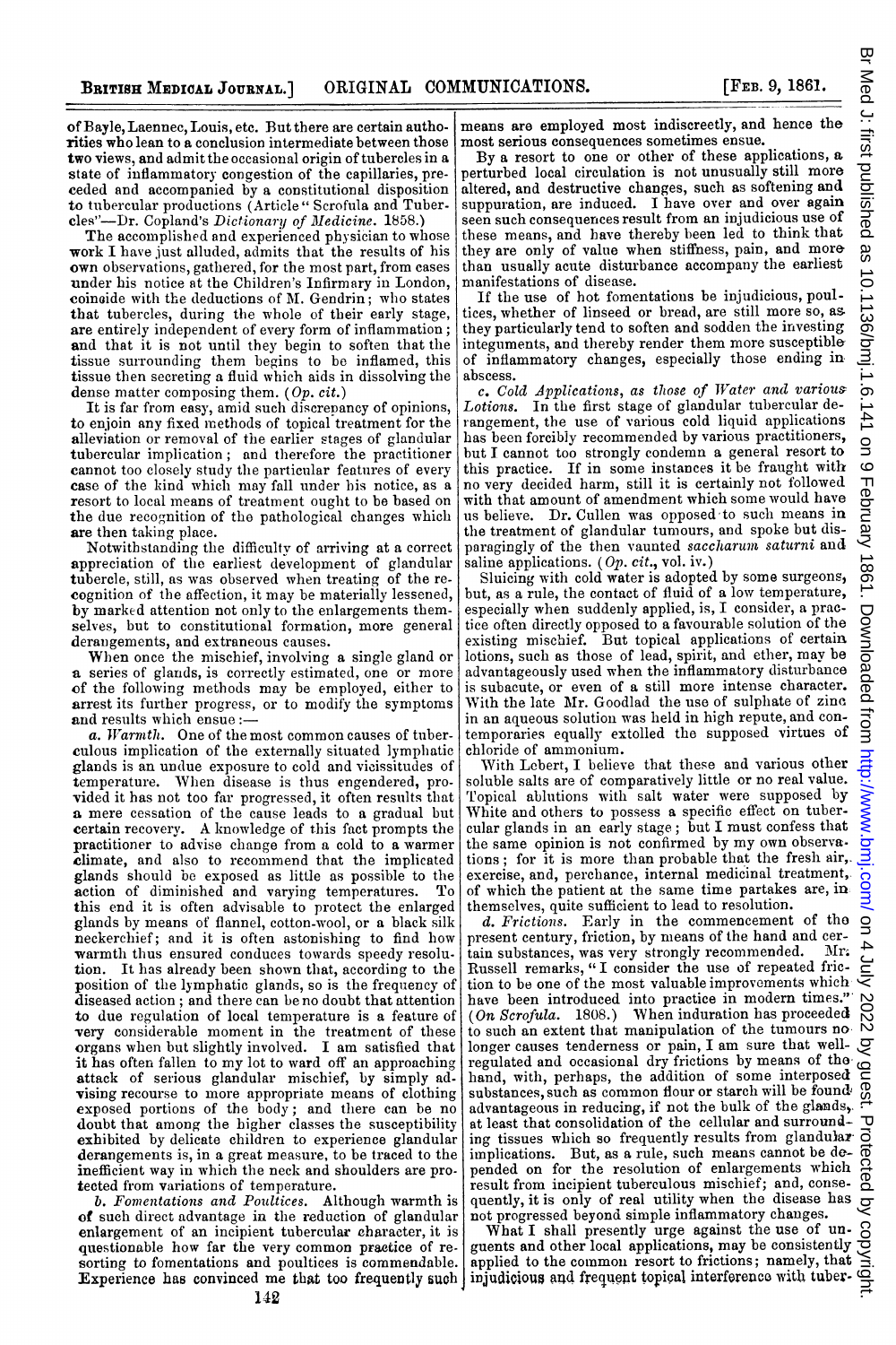of Bayle, Laennec, Louis, etc. But there are certain authorities who lean to a conclusion intermediate between those two views, and admit the occasional origin of tubercles in a state of inflammatory congestion of the capillaries, preceded and accompanied by a constitutional disposition to tubercular productions (Article "Scrofula and Tubercles"—Dr. Copland's *Dictionary of Medicine*. 1858.)

The accomplished and experienced physician to whose work I have just alluded, admits that the results of his own observations, gathered, for the most part, from cases under his notice at the Children's Infirmary in London, coincide with the deductions of M. Gendrin; who states that tubercles, during the whole of their early stage, are entirely independent of every form of inflammation; and that it is not until they begin to soften that the tissue surrounding them begins to be inflamed, this tissue then secreting a fluid which aids in dissolving the dense matter composing them. (*Op. cit.*)

It is far from easy, amid such discrepancy of opinions, to enjoin any fixed methods of topical treatment for the alleviation or removal of the earlier stages of glandular tubercular implication; and therefore the practitioner cannot too closely study the particular features of every case of the kind which may fall under his notice, as a resort to local means of treatment ought to be based on the due recognition of the pathological changes which are then taking place.

Notwithstanding the difficulty of arriving at a correct appreciation of the earliest development of glandular tubercle, still, as was observed when treating of the recognition of the affection, it may be materially lessened, by marked attention not only to the enlargements themselves, but to constitutional formation, more general derangements, and extraneous causes.

When once the mischief, involving a single gland or a series of glands, is correctly estimated, one or more of the following methods may be employed, either to arrest its further progress, or to modify the symptoms and results which ensue:—

*a. Warmth.* One of the most common causes of tuberculous implication of the externally situated lymphatic glands is an undue exposure to cold and vicissitudes of temperature. When disease is thus engendered, provided it has not too far progressed, it often results that a mere cessation of the cause leads to a gradual but certain recovery. A knowledge of this fact prompts the practitioner to advise change from a cold to a warmer climate, and also to recommend that the implicated glands should be exposed as little as possible to the action of diminished and varying temperatures. To this end it is often advisable to protect the enlarged glands by means of flannel, cotton-wool, or a black silk neckerchief; and it is often astonishing to find how warmth thus ensured conduces towards speedy resolution. It has already been shown that, according to the position of the lymphatic glands, so is the frequency of diseased action; and there can be no doubt that attention to due regulation of local temperature is a feature of very considerable moment in the treatment of these organs when but slightly involved. I am satisfied that it has often fallen to my lot to ward off an approaching attack of serious glandular mischief, by simply advising recourse to more appropriate means of clothing exposed portions of the body; and there can be no doubt that among the higher classes the susceptibility exhibited by delicate children to experience glandular derangements is, in a great measure, to be traced to the inefficient way in which the neck and shoulders are protected from variations of temperature.

*b. Fomentations and Poultices.* Although warmth is of such direct advantage in the reduction of glandular enlargement of an incipient tubercular character, it is questionable how far the very common practice of resorting to fomentations and poultices is commendable. Experience has convinced me that too frequently such means are employed most indiscreetly, and hence the most serious consequences sometimes ensue.

By a resort to one or other of these applications, a perturbed local circulation is not unusually still more altered, and destructive changes, such as softening and suppuration, are induced. I have over and over again seen such consequences result from an injudicious use of these means, and have thereby been led to think that they are only of value when stiffness, pain, and more than usually acute disturbance accompany the earliest manifestations of disease.

If the use of hot fomentations be injudicious, poultices, whether of linseed or bread, are still more so, as they particularly tend to soften and sodden the investing integuments, and thereby render them more susceptible of inflammatory changes, especially those ending in abscess.

*c. Cold Applications, as those of Water and various Lotions.* In the first stage of glandular tubercular derangement, the use of various cold liquid applications has been forcibly recommended by various practitioners, but I cannot too strongly condemn a general resort to this practice. If in some instances it be fraught with no very decided harm, still it is certainly not followed with that amount of amendment which some would have us believe. Dr. Cullen was opposed to such means in the treatment of glandular tumours, and spoke but disparagingly of the then vaunted *saccharum saturni* and saline applications. (*Op. cit.*, vol. iv.)

Sluicing with cold water is adopted by some surgeons, but, as a rule, the contact of fluid of a low temperature, especially when suddenly applied, is, I consider, a practice often directly opposed to a favourable solution of the existing mischief. But topical applications of certain lotions, such as those of lead, spirit, and ether, may be advantageously used when the inflammatory disturbance is subacute, or even of a still more intense character. With the late Mr. Goodlad the use of sulphate of zinc in an aqueous solution was held in high repute, and contemporaries equally extolled the supposed virtues of chloride of ammonium.

With Lebert, I believe that these and various other soluble salts are of comparatively little or no real value. Topical ablutions with salt water were supposed by White and others to possess a specific effect on tubercular glands in an early stage; but I must confess that the same opinion is not confirmed by my own observations; for it is more than probable that the fresh air, exercise, and, perchance, internal medicinal treatment, of which the patient at the same time partakes are, in themselves, quite sufficient to lead to resolution.

*d. Frictions.* Early in the commencement of the present century, friction, by means of the hand and certain substances, was very strongly recommended. Mr. Russell remarks, "I consider the use of repeated friction to be one of the most valuable improvements which have been introduced into practice in modern times." (*On Scrofula.* 1808.) When induration has proceeded to such an extent that manipulation of the tumours no longer causes tenderness or pain, I am sure that well-regulated and occasional dry frictions by means of the hand, with, perhaps, the addition of some interposed substances, such as common flour or starch will be found advantageous in reducing, if not the bulk of the glands, at least that consolidation of the cellular and surrounding tissues which so frequently results from glandular implications. But, as a rule, such means cannot be depended on for the resolution of enlargements which result from incipient tuberculous mischief; and, consequently, it is only of real utility when the disease has not progressed beyond simple inflammatory changes.

What I shall presently urge against the use of unguents and other local applications, may be consistently applied to the common resort to frictions; namely, that injudicious and frequent topical interference with tuber-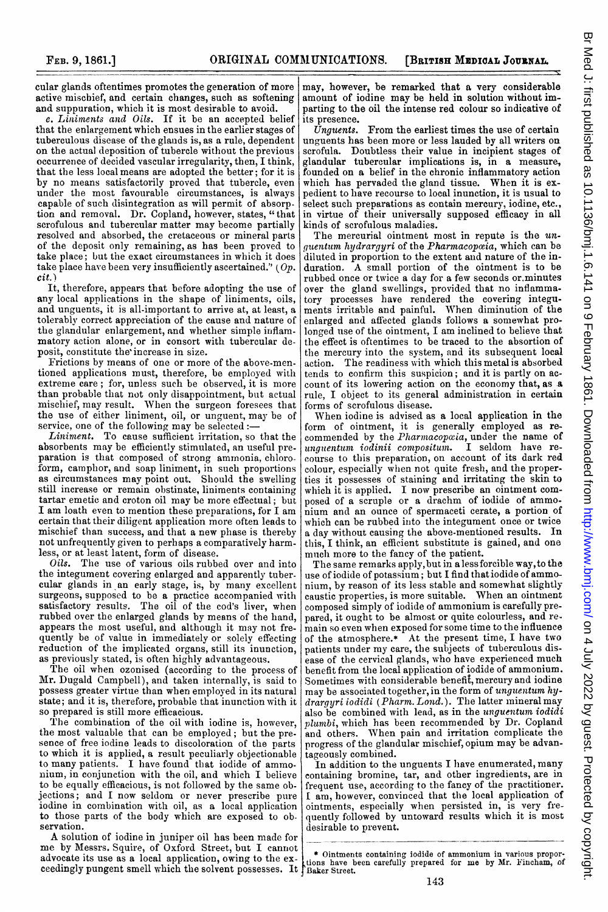cular glands oftentimes promotes the generation of more active mischief, and certain changes, such as softening and suppuration, which it is most desirable to avoid.

*c. Liniments and Oils.* If it be an accepted belief that the enlargement which ensues in the earlier stages of tuberculous disease of the glands is, as a rule, dependent on the actual deposition of tubercle without the previous occurrence of decided vascular irregularity, then, I think, that the less local means are adopted the better; for it is by no means satisfactorily proved that tubercle, even under the most favourable circumstances, is always capable of such disintegration as will permit of absorption and removal. Dr. Copland, however, states, "that scrofulous and tubercular matter may become partially resolved and absorbed, the cretaceous or mineral parts of the deposit only remaining, as has been proved to take place; but the exact circumstances in which it does take place have been very insufficiently ascertained." (*Op. cit.*)

It, therefore, appears that before adopting the use of any local applications in the shape of liniments, oils, and unguents, it is all-important to arrive at, at least, a tolerably correct appreciation of the cause and nature of the glandular enlargement, and whether simple inflammatory action alone, or in consort with tubercular deposit, constitute the increase in size.

Frictions by means of one or more of the above-mentioned applications must, therefore, be employed with extreme care; for, unless such be observed, it is more than probable that not only disappointment, but actual mischief, may result. When the surgeon foresees that the use of either liniment, oil, or unguent, may be of service, one of the following may be selected:—

*Liniment.* To cause sufficient irritation, so that the absorbents may be efficiently stimulated, an useful preparation is that composed of strong ammonia, chloroform, camphor, and soap liniment, in such proportions as circumstances may point out. Should the swelling still increase or remain obstinate, liniments containing tartar emetic and croton oil may be more effectual; but I am loath even to mention these preparations, for I am certain that their diligent application more often leads to mischief than success, and that a new phase is thereby not unfrequently given to perhaps a comparatively harmless, or at least latent, form of disease.

*Oils.* The use of various oils rubbed over and into the integument covering enlarged and apparently tubercular glands in an early stage, is, by many excellent surgeons, supposed to be a practice accompanied with satisfactory results. The oil of the cod's liver, when rubbed over the enlarged glands by means of the hand, appears the most useful, and although it may not frequently be of value in immediately or solely effecting reduction of the implicated organs, still its inunction, as previously stated, is often highly advantageous.

The oil when ozonised (according to the process of Mr. Dugald Campbell), and taken internally, is said to possess greater virtue than when employed in its natural state; and it is, therefore, probable that inunction with it so prepared is still more efficacious.

The combination of the oil with iodine is, however, the most valuable that can be employed; but the presence of free iodine leads to discoloration of the parts to which it is applied, a result peculiarly objectionable to many patients. I have found that iodide of ammonium, in conjunction with the oil, and which I believe to be equally efficacious, is not followed by the same objections; and I now seldom or never prescribe pure iodine in combination with oil, as a local application to those parts of the body which are exposed to observation.

A solution of iodine in juniper oil has been made for me by Messrs. Squire, of Oxford Street, but I cannot advocate its use as a local application, owing to the exceedingly pungent smell which the solvent possesses. It may, however, be remarked that a very considerable amount of iodine may be held in solution without imparting to the oil the intense red colour so indicative of its presence.

*Unguents.* From the earliest times the use of certain unguents has been more or less lauded by all writers on scrofula. Doubtless their value in incipient stages of glandular tubercular implications is, in a measure, founded on a belief in the chronic inflammatory action which has pervaded the gland tissue. When it is expedient to have recourse to local inunction, it is usual to select such preparations as contain mercury, iodine, etc., in virtue of their universally supposed efficacy in all kinds of scrofulous maladies.

The mercurial ointment most in repute is the *unguentum hydrargyri* of the *Pharmacopœia*, which can be diluted in proportion to the extent and nature of the induration. A small portion of the ointment is to be rubbed once or twice a day for a few seconds or minutes over the gland swellings, provided that no inflammatory processes have rendered the covering integuments irritable and painful. When diminution of the enlarged and affected glands follows a somewhat prolonged use of the ointment, I am inclined to believe that the effect is oftentimes to be traced to the absorption of the mercury into the system, and its subsequent local action. The readiness with which this metal is absorbed tends to confirm this suspicion; and it is partly on account of its lowering action on the economy that, as a rule, I object to its general administration in certain forms of scrofulous disease.

When iodine is advised as a local application in the form of ointment, it is generally employed as recommended by the *Pharmacopœia*, under the name of *unguentum iodinii compositum*. I seldom have recourse to this preparation, on account of its dark red colour, especially when not quite fresh, and the properties it possesses of staining and irritating the skin to which it is applied. I now prescribe an ointment composed of a scruple or a drachm of iodide of ammonium and an ounce of spermaceti cerate, a portion of which can be rubbed into the integument once or twice a day without causing the above-mentioned results. In this, I think, an efficient substitute is gained, and one much more to the fancy of the patient.

The same remarks apply, but in a less forcible way, to the use of iodide of potassium; but I find that iodide of ammonium, by reason of its less stable and somewhat slightly caustic properties, is more suitable. When an ointment composed simply of iodide of ammonium is carefully prepared, it ought to be almost or quite colourless, and remain so even when exposed for some time to the influence of the atmosphere.* At the present time, I have two patients under my care, the subjects of tuberculous disease of the cervical glands, who have experienced much benefit from the local application of iodide of ammonium. Sometimes with considerable benefit, mercury and iodine may be associated together, in the form of *unguentum hydrargyri iodidi* (*Pharm. Lond.*). The latter mineral may also be combined with lead, as in the *unguentum iodidi plumbi*, which has been recommended by Dr. Copland and others. When pain and irritation complicate the progress of the glandular mischief, opium may be advantageously combined.

In addition to the unguents I have enumerated, many containing bromine, tar, and other ingredients, are in frequent use, according to the fancy of the practitioner. I am, however, convinced that the local application of ointments, especially when persisted in, is very frequently followed by untoward results which it is most desirable to prevent.

---

\* Ointments containing iodide of ammonium in various proportions have been carefully prepared for me by Mr. Fincham, of Baker Street.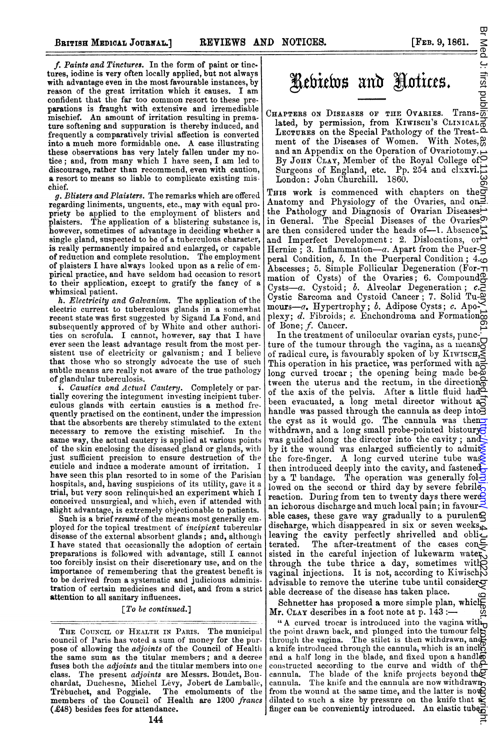*f. Paints and Tinctures.* In the form of paint or tinctures, iodine is very often locally applied, but not always with advantage even in the most favourable instances, by reason of the great irritation which it causes. I am confident that the far too common resort to these preparations is fraught with extensive and irremediable mischief. An amount of irritation resulting in premature softening and suppuration is thereby induced, and frequently a comparatively trivial affection is converted into a much more formidable one. A case illustrating these observations has very lately fallen under my notice; and, from many which I have seen, I am led to discourage, rather than recommend, even with caution, a resort to means so liable to complicate existing mischief.

*g. Blisters and Plaisters.* The remarks which are offered regarding liniments, unguents, etc., may with equal propriety be applied to the employment of blisters and plaisters. The application of a blistering substance is, however, sometimes of advantage in deciding whether a single gland, suspected to be of a tuberculous character, is really permanently impaired and enlarged, or capable of reduction and complete resolution. The employment of plaisters I have always looked upon as a relic of empirical practice, and have seldom had occasion to resort to their application, except to gratify the fancy of a whimsical patient.

*h. Electricity and Galvanism.* The application of the electric current to tuberculous glands in a somewhat recent state was first suggested by Sigaud La Fond, and subsequently approved of by White and other authorities on scrofula. I cannot, however, say that I have ever seen the least advantage result from the most persistent use of electricity or galvanism; and I believe that those who so strongly advocate the use of such subtle means are really not aware of the true pathology of glandular tuberculosis.

*i. Caustics and Actual Cautery.* Completely or partially covering the integument investing incipient tuberculous glands with certain caustics is a method frequently practised on the continent, under the impression that the absorbents are thereby stimulated to the extent necessary to remove the existing mischief. In the same way, the actual cautery is applied at various points of the skin enclosing the diseased gland or glands, with just sufficient precision to ensure destruction of the cuticle and induce a moderate amount of irritation. I have seen this plan resorted to in some of the Parisian hospitals, and, having suspicions of its utility, gave it a trial, but very soon relinquished an experiment which I conceived unsurgical, and which, even if attended with slight advantage, is extremely objectionable to patients.

Such is a brief *resumé* of the means most generally employed for the topical treatment of *incipient* tubercular disease of the external absorbent glands; and, although I have stated that occasionally the adoption of certain preparations is followed with advantage, still I cannot too forcibly insist on their discretionary use, and on the importance of remembering that the greatest benefit is to be derived from a systematic and judicious administration of certain medicines and diet, and from a strict attention to all sanitary influences.

[*To be continued.*]

---

THE COUNCIL OF HEALTH IN PARIS. The municipal council of Paris has voted a sum of money for the purpose of allowing the *adjoints* of the Council of Health the same sum as the titular members; and a decree fuses both the *adjoints* and the titular members into one class. The present *adjoints* are Messrs. Boudet, Bouchardat, Duchesne, Michel Lévy, Jobert de Lamballe, Trébuchet, and Poggiale. The emoluments of the members of the Council of Health are 1200 *francs* (£48) besides fees for attendance.

# Reviews and Notices.

CHAPTERS ON DISEASES OF THE OVARIES. Translated, by permission, from KIWISCH'S CLINICAL LECTURES on the Special Pathology of the Treatment of the Diseases of Women. With Notes, and an Appendix on the Operation of Ovariotomy. By JOHN CLAY, Member of the Royal College of Surgeons of England, etc. Pp. 254 and clxxvi. London: John Churchill. 1860.

THIS work is commenced with chapters on the Anatomy and Physiology of the Ovaries, and on the Pathology and Diagnosis of Ovarian Diseases in General. The Special Diseases of the Ovaries are then considered under the heads of—1. Absence and Imperfect Development: 2. Dislocations, or Herniæ; 3. Inflammation—*a.* Apart from the Puerperal Condition, *b.* In the Puerperal Condition; 4. Abscesses; 5. Simple Follicular Degeneration (Formation of Cysts) of the Ovaries; 6. Compound Cysts—*a.* Cystoid; *b.* Alveolar Degeneration; *c.* Cystic Sarcoma and Cystoid Cancer; 7. Solid Tumours—*a.* Hypertrophy; *b.* Adipose Cysts; *c.* Apoplexy; *d.* Fibroids; *e.* Enchondroma and Formation of Bone; *f.* Cancer.

In the treatment of unilocular ovarian cysts, puncture of the tumour through the vagina, as a means of radical cure, is favourably spoken of by KIWISCH. This operation in his practice, was performed with a long curved trocar; the opening being made between the uterus and the rectum, in the direction of the axis of the pelvis. After a little fluid had been evacuated, a long metal director without a handle was passed through the cannula as deep into the cyst as it would go. The cannula was then withdrawn, and a long small probe-pointed bistoury was guided along the director into the cavity; and by it the wound was enlarged sufficiently to admit the fore-finger. A long curved uterine tube was then introduced deeply into the cavity, and fastened by a T bandage. The operation was generally followed on the second or third day by severe febrile reaction. During from ten to twenty days there were an ichorous discharge and much local pain; in favourable cases, these gave way gradually to a purulent discharge, which disappeared in six or seven weeks, leaving the cavity perfectly shrivelled and obliterated. The after-treatment of the cases consisted in the careful injection of lukewarm water through the tube thrice a day, sometimes with vaginal injections. It is not, according to Kiwisch, advisable to remove the uterine tube until considerable decrease of the disease has taken place.

Schnetter has proposed a more simple plan, which Mr. CLAY describes in a foot note at p. 143:—

"A curved trocar is introduced into the vagina with the point drawn back, and plunged into the tumour felt through the vagina. The stilet is then withdrawn, and a knife introduced through the cannula, which is an inch and a half long in the blade, and fixed upon a handle constructed according to the curve and width of the cannula. The blade of the knife projects beyond the cannula. The knife and the cannula are now withdrawn from the wound at the same time, and the latter is now dilated to such a size by pressure on the knife that a finger can be conveniently introduced. An elastic tube